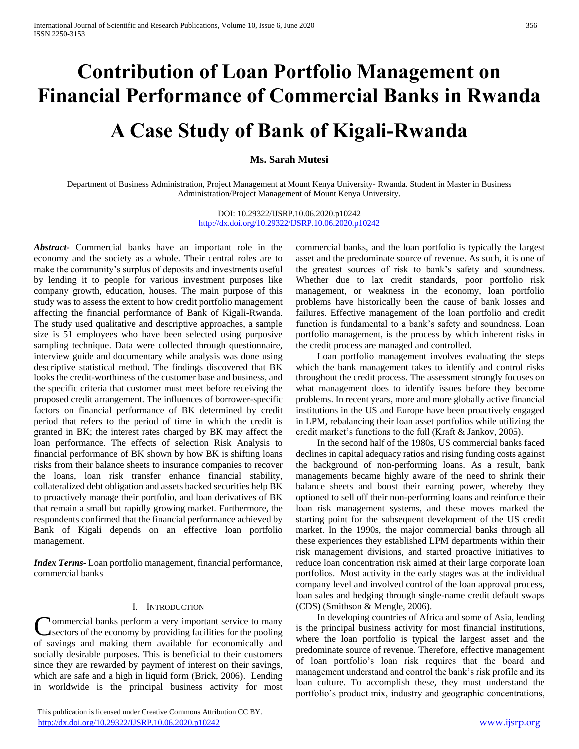# Contribution of Loan Portfolio Management on Financial Performance of Commercial Banks in Rwanda

# A Case Study of Bank of Kigali-Rwanda

**Ms. Sarah Mutesi**

Department of Business Administration, Project Management at Mount Kenya University- Rwanda. Student in Master in Business Administration/Project Management of Mount Kenya University.

DOI: 10.29322/IJSRP.10.06.2020.p10242
http://dx.doi.org/10.29322/IJSRP.10.06.2020.p10242

***Abstract***- Commercial banks have an important role in the economy and the society as a whole. Their central roles are to make the community's surplus of deposits and investments useful by lending it to people for various investment purposes like company growth, education, houses. The main purpose of this study was to assess the extent to how credit portfolio management affecting the financial performance of Bank of Kigali-Rwanda. The study used qualitative and descriptive approaches, a sample size is 51 employees who have been selected using purposive sampling technique. Data were collected through questionnaire, interview guide and documentary while analysis was done using descriptive statistical method. The findings discovered that BK looks the credit-worthiness of the customer base and business, and the specific criteria that customer must meet before receiving the proposed credit arrangement. The influences of borrower-specific factors on financial performance of BK determined by credit period that refers to the period of time in which the credit is granted in BK; the interest rates charged by BK may affect the loan performance. The effects of selection Risk Analysis to financial performance of BK shown by how BK is shifting loans risks from their balance sheets to insurance companies to recover the loans, loan risk transfer enhance financial stability, collateralized debt obligation and assets backed securities help BK to proactively manage their portfolio, and loan derivatives of BK that remain a small but rapidly growing market. Furthermore, the respondents confirmed that the financial performance achieved by Bank of Kigali depends on an effective loan portfolio management.

***Index Terms***- Loan portfolio management, financial performance, commercial banks

## I. Introduction

Commercial banks perform a very important service to many sectors of the economy by providing facilities for the pooling of savings and making them available for economically and socially desirable purposes. This is beneficial to their customers since they are rewarded by payment of interest on their savings, which are safe and a high in liquid form (Brick, 2006). Lending in worldwide is the principal business activity for most commercial banks, and the loan portfolio is typically the largest asset and the predominate source of revenue. As such, it is one of the greatest sources of risk to bank's safety and soundness. Whether due to lax credit standards, poor portfolio risk management, or weakness in the economy, loan portfolio problems have historically been the cause of bank losses and failures. Effective management of the loan portfolio and credit function is fundamental to a bank's safety and soundness. Loan portfolio management, is the process by which inherent risks in the credit process are managed and controlled.

Loan portfolio management involves evaluating the steps which the bank management takes to identify and control risks throughout the credit process. The assessment strongly focuses on what management does to identify issues before they become problems. In recent years, more and more globally active financial institutions in the US and Europe have been proactively engaged in LPM, rebalancing their loan asset portfolios while utilizing the credit market's functions to the full (Kraft & Jankov, 2005).

In the second half of the 1980s, US commercial banks faced declines in capital adequacy ratios and rising funding costs against the background of non-performing loans. As a result, bank managements became highly aware of the need to shrink their balance sheets and boost their earning power, whereby they optioned to sell off their non-performing loans and reinforce their loan risk management systems, and these moves marked the starting point for the subsequent development of the US credit market. In the 1990s, the major commercial banks through all these experiences they established LPM departments within their risk management divisions, and started proactive initiatives to reduce loan concentration risk aimed at their large corporate loan portfolios. Most activity in the early stages was at the individual company level and involved control of the loan approval process, loan sales and hedging through single-name credit default swaps (CDS) (Smithson & Mengle, 2006).

In developing countries of Africa and some of Asia, lending is the principal business activity for most financial institutions, where the loan portfolio is typical the largest asset and the predominate source of revenue. Therefore, effective management of loan portfolio's loan risk requires that the board and management understand and control the bank's risk profile and its loan culture. To accomplish these, they must understand the portfolio's product mix, industry and geographic concentrations,

This publication is licensed under Creative Commons Attribution CC BY.
http://dx.doi.org/10.29322/IJSRP.10.06.2020.p10242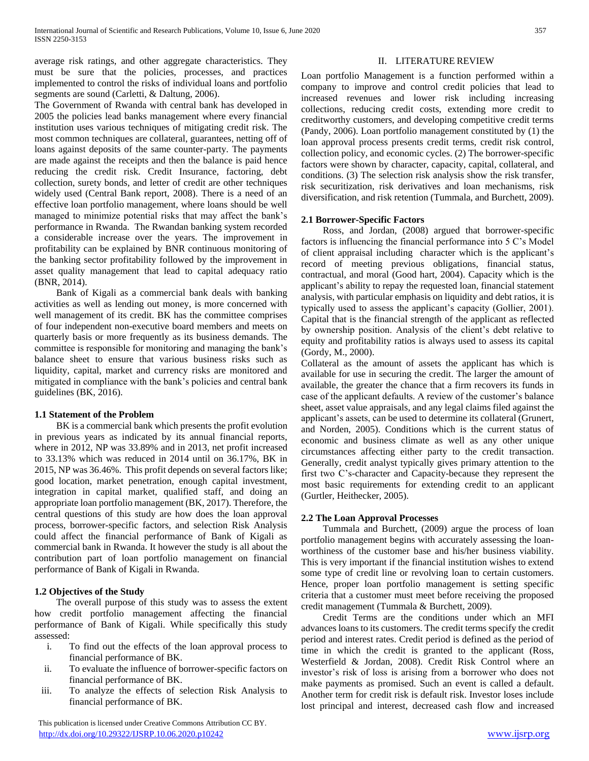average risk ratings, and other aggregate characteristics. They must be sure that the policies, processes, and practices implemented to control the risks of individual loans and portfolio segments are sound (Carletti, & Daltung, 2006).

The Government of Rwanda with central bank has developed in 2005 the policies lead banks management where every financial institution uses various techniques of mitigating credit risk. The most common techniques are collateral, guarantees, netting off of loans against deposits of the same counter-party. The payments are made against the receipts and then the balance is paid hence reducing the credit risk. Credit Insurance, factoring, debt collection, surety bonds, and letter of credit are other techniques widely used (Central Bank report, 2008). There is a need of an effective loan portfolio management, where loans should be well managed to minimize potential risks that may affect the bank's performance in Rwanda. The Rwandan banking system recorded a considerable increase over the years. The improvement in profitability can be explained by BNR continuous monitoring of the banking sector profitability followed by the improvement in asset quality management that lead to capital adequacy ratio (BNR, 2014).

Bank of Kigali as a commercial bank deals with banking activities as well as lending out money, is more concerned with well management of its credit. BK has the committee comprises of four independent non-executive board members and meets on quarterly basis or more frequently as its business demands. The committee is responsible for monitoring and managing the bank's balance sheet to ensure that various business risks such as liquidity, capital, market and currency risks are monitored and mitigated in compliance with the bank's policies and central bank guidelines (BK, 2016).

### 1.1 Statement of the Problem

BK is a commercial bank which presents the profit evolution in previous years as indicated by its annual financial reports, where in 2012, NP was 33.89% and in 2013, net profit increased to 33.13% which was reduced in 2014 until on 36.17%, BK in 2015, NP was 36.46%. This profit depends on several factors like; good location, market penetration, enough capital investment, integration in capital market, qualified staff, and doing an appropriate loan portfolio management (BK, 2017). Therefore, the central questions of this study are how does the loan approval process, borrower-specific factors, and selection Risk Analysis could affect the financial performance of Bank of Kigali as commercial bank in Rwanda. It however the study is all about the contribution part of loan portfolio management on financial performance of Bank of Kigali in Rwanda.

### 1.2 Objectives of the Study

The overall purpose of this study was to assess the extent how credit portfolio management affecting the financial performance of Bank of Kigali. While specifically this study assessed:

i. To find out the effects of the loan approval process to financial performance of BK.
ii. To evaluate the influence of borrower-specific factors on financial performance of BK.
iii. To analyze the effects of selection Risk Analysis to financial performance of BK.

## II. LITERATURE REVIEW

Loan portfolio Management is a function performed within a company to improve and control credit policies that lead to increased revenues and lower risk including increasing collections, reducing credit costs, extending more credit to creditworthy customers, and developing competitive credit terms (Pandy, 2006). Loan portfolio management constituted by (1) the loan approval process presents credit terms, credit risk control, collection policy, and economic cycles. (2) The borrower-specific factors were shown by character, capacity, capital, collateral, and conditions. (3) The selection risk analysis show the risk transfer, risk securitization, risk derivatives and loan mechanisms, risk diversification, and risk retention (Tummala, and Burchett, 2009).

### 2.1 Borrower-Specific Factors

Ross, and Jordan, (2008) argued that borrower-specific factors is influencing the financial performance into 5 C's Model of client appraisal including character which is the applicant's record of meeting previous obligations, financial status, contractual, and moral (Good hart, 2004). Capacity which is the applicant's ability to repay the requested loan, financial statement analysis, with particular emphasis on liquidity and debt ratios, it is typically used to assess the applicant's capacity (Gollier, 2001). Capital that is the financial strength of the applicant as reflected by ownership position. Analysis of the client's debt relative to equity and profitability ratios is always used to assess its capital (Gordy, M., 2000).

Collateral as the amount of assets the applicant has which is available for use in securing the credit. The larger the amount of available, the greater the chance that a firm recovers its funds in case of the applicant defaults. A review of the customer's balance sheet, asset value appraisals, and any legal claims filed against the applicant's assets, can be used to determine its collateral (Grunert, and Norden, 2005). Conditions which is the current status of economic and business climate as well as any other unique circumstances affecting either party to the credit transaction. Generally, credit analyst typically gives primary attention to the first two C's-character and Capacity-because they represent the most basic requirements for extending credit to an applicant (Gurtler, Heithecker, 2005).

### 2.2 The Loan Approval Processes

Tummala and Burchett, (2009) argue the process of loan portfolio management begins with accurately assessing the loan-worthiness of the customer base and his/her business viability. This is very important if the financial institution wishes to extend some type of credit line or revolving loan to certain customers. Hence, proper loan portfolio management is setting specific criteria that a customer must meet before receiving the proposed credit management (Tummala & Burchett, 2009).

Credit Terms are the conditions under which an MFI advances loans to its customers. The credit terms specify the credit period and interest rates. Credit period is defined as the period of time in which the credit is granted to the applicant (Ross, Westerfield & Jordan, 2008). Credit Risk Control where an investor's risk of loss is arising from a borrower who does not make payments as promised. Such an event is called a default. Another term for credit risk is default risk. Investor loses include lost principal and interest, decreased cash flow and increased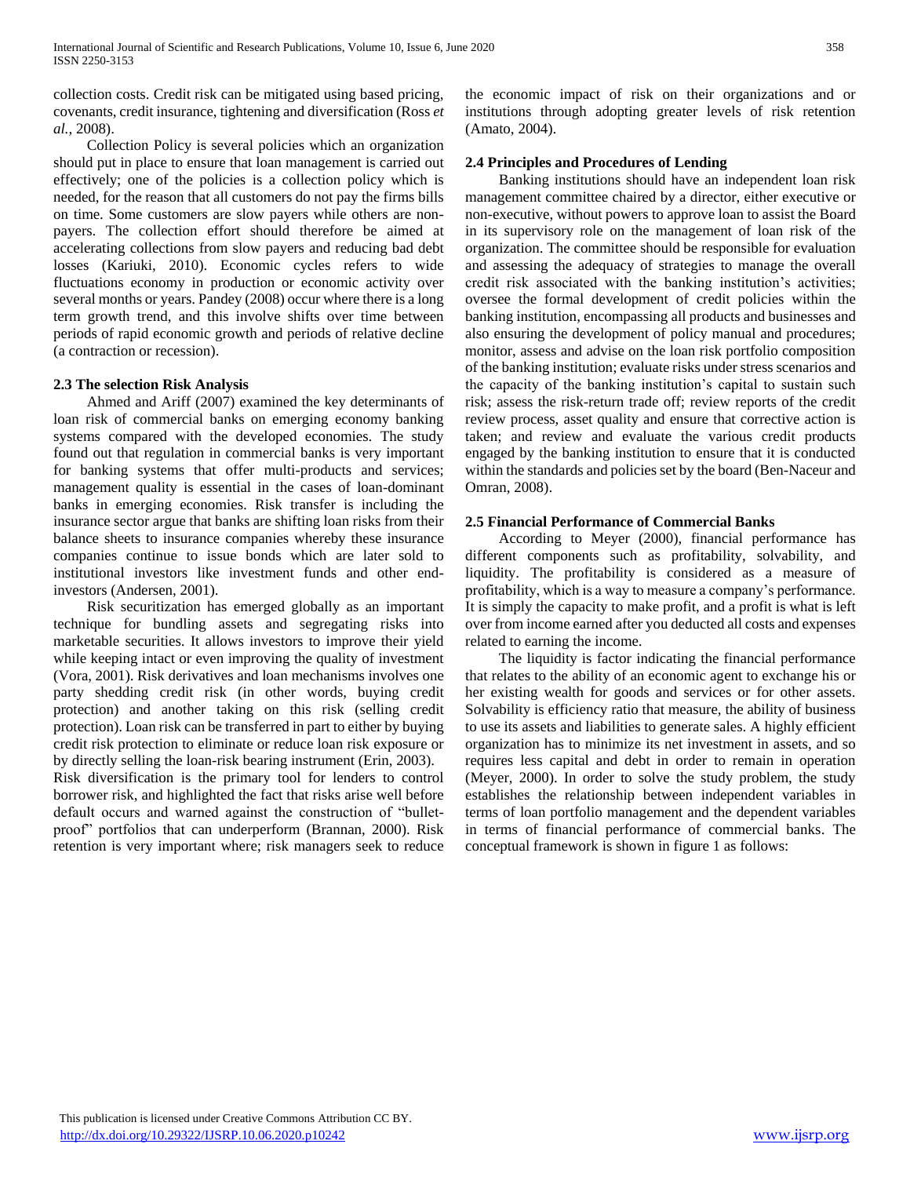collection costs. Credit risk can be mitigated using based pricing, covenants, credit insurance, tightening and diversification (Ross *et al.*, 2008).

Collection Policy is several policies which an organization should put in place to ensure that loan management is carried out effectively; one of the policies is a collection policy which is needed, for the reason that all customers do not pay the firms bills on time. Some customers are slow payers while others are non-payers. The collection effort should therefore be aimed at accelerating collections from slow payers and reducing bad debt losses (Kariuki, 2010). Economic cycles refers to wide fluctuations economy in production or economic activity over several months or years. Pandey (2008) occur where there is a long term growth trend, and this involve shifts over time between periods of rapid economic growth and periods of relative decline (a contraction or recession).

### 2.3 The selection Risk Analysis

Ahmed and Ariff (2007) examined the key determinants of loan risk of commercial banks on emerging economy banking systems compared with the developed economies. The study found out that regulation in commercial banks is very important for banking systems that offer multi-products and services; management quality is essential in the cases of loan-dominant banks in emerging economies. Risk transfer is including the insurance sector argue that banks are shifting loan risks from their balance sheets to insurance companies whereby these insurance companies continue to issue bonds which are later sold to institutional investors like investment funds and other end-investors (Andersen, 2001).

Risk securitization has emerged globally as an important technique for bundling assets and segregating risks into marketable securities. It allows investors to improve their yield while keeping intact or even improving the quality of investment (Vora, 2001). Risk derivatives and loan mechanisms involves one party shedding credit risk (in other words, buying credit protection) and another taking on this risk (selling credit protection). Loan risk can be transferred in part to either by buying credit risk protection to eliminate or reduce loan risk exposure or by directly selling the loan-risk bearing instrument (Erin, 2003).
Risk diversification is the primary tool for lenders to control borrower risk, and highlighted the fact that risks arise well before default occurs and warned against the construction of "bullet-proof" portfolios that can underperform (Brannan, 2000). Risk retention is very important where; risk managers seek to reduce the economic impact of risk on their organizations and or institutions through adopting greater levels of risk retention (Amato, 2004).

### 2.4 Principles and Procedures of Lending

Banking institutions should have an independent loan risk management committee chaired by a director, either executive or non-executive, without powers to approve loan to assist the Board in its supervisory role on the management of loan risk of the organization. The committee should be responsible for evaluation and assessing the adequacy of strategies to manage the overall credit risk associated with the banking institution's activities; oversee the formal development of credit policies within the banking institution, encompassing all products and businesses and also ensuring the development of policy manual and procedures; monitor, assess and advise on the loan risk portfolio composition of the banking institution; evaluate risks under stress scenarios and the capacity of the banking institution's capital to sustain such risk; assess the risk-return trade off; review reports of the credit review process, asset quality and ensure that corrective action is taken; and review and evaluate the various credit products engaged by the banking institution to ensure that it is conducted within the standards and policies set by the board (Ben-Naceur and Omran, 2008).

### 2.5 Financial Performance of Commercial Banks

According to Meyer (2000), financial performance has different components such as profitability, solvability, and liquidity. The profitability is considered as a measure of profitability, which is a way to measure a company's performance. It is simply the capacity to make profit, and a profit is what is left over from income earned after you deducted all costs and expenses related to earning the income.

The liquidity is factor indicating the financial performance that relates to the ability of an economic agent to exchange his or her existing wealth for goods and services or for other assets. Solvability is efficiency ratio that measure, the ability of business to use its assets and liabilities to generate sales. A highly efficient organization has to minimize its net investment in assets, and so requires less capital and debt in order to remain in operation (Meyer, 2000). In order to solve the study problem, the study establishes the relationship between independent variables in terms of loan portfolio management and the dependent variables in terms of financial performance of commercial banks. The conceptual framework is shown in figure 1 as follows: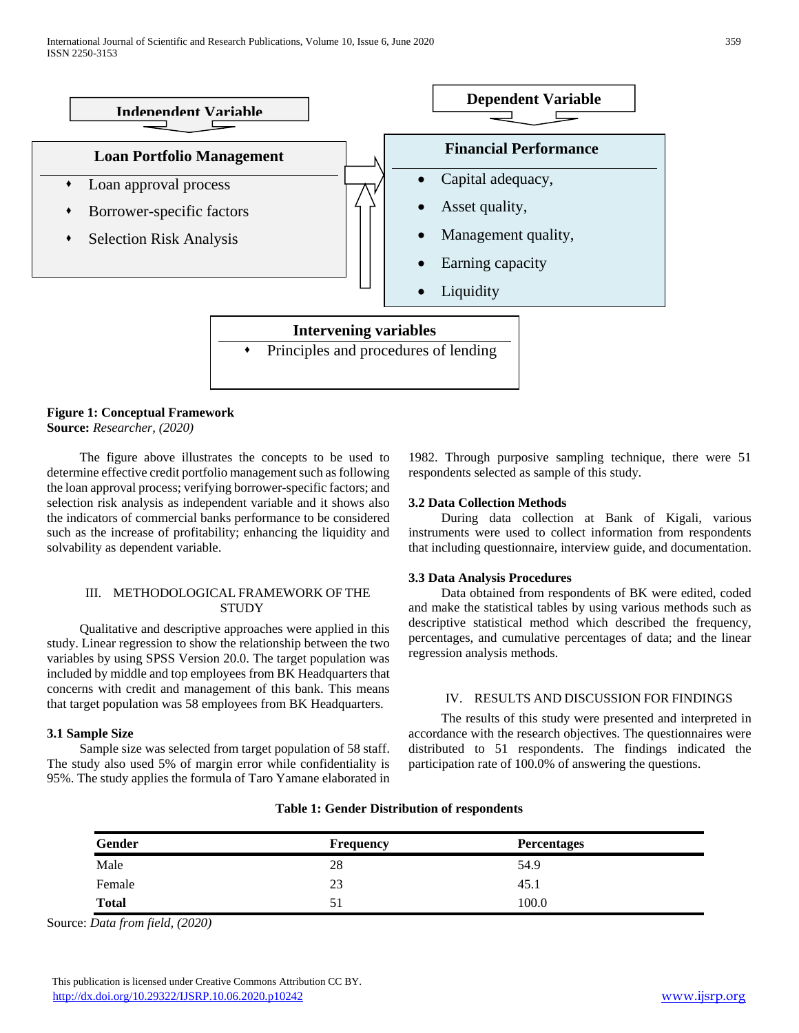**Independent Variable**

**Loan Portfolio Management**

- Loan approval process
- Borrower-specific factors
- Selection Risk Analysis

**Dependent Variable**

**Financial Performance**

- Capital adequacy,
- Asset quality,
- Management quality,
- Earning capacity
- Liquidity

**Intervening variables**

- Principles and procedures of lending

**Figure 1: Conceptual Framework**
**Source:** *Researcher, (2020)*

The figure above illustrates the concepts to be used to determine effective credit portfolio management such as following the loan approval process; verifying borrower-specific factors; and selection risk analysis as independent variable and it shows also the indicators of commercial banks performance to be considered such as the increase of profitability; enhancing the liquidity and solvability as dependent variable.

## III. METHODOLOGICAL FRAMEWORK OF THE STUDY

Qualitative and descriptive approaches were applied in this study. Linear regression to show the relationship between the two variables by using SPSS Version 20.0. The target population was included by middle and top employees from BK Headquarters that concerns with credit and management of this bank. This means that target population was 58 employees from BK Headquarters.

### 3.1 Sample Size

Sample size was selected from target population of 58 staff. The study also used 5% of margin error while confidentiality is 95%. The study applies the formula of Taro Yamane elaborated in 1982. Through purposive sampling technique, there were 51 respondents selected as sample of this study.

### 3.2 Data Collection Methods

During data collection at Bank of Kigali, various instruments were used to collect information from respondents that including questionnaire, interview guide, and documentation.

### 3.3 Data Analysis Procedures

Data obtained from respondents of BK were edited, coded and make the statistical tables by using various methods such as descriptive statistical method which described the frequency, percentages, and cumulative percentages of data; and the linear regression analysis methods.

## IV. RESULTS AND DISCUSSION FOR FINDINGS

The results of this study were presented and interpreted in accordance with the research objectives. The questionnaires were distributed to 51 respondents. The findings indicated the participation rate of 100.0% of answering the questions.

**Table 1: Gender Distribution of respondents**

| Gender | Frequency | Percentages |
|---|---|---|
| Male | 28 | 54.9 |
| Female | 23 | 45.1 |
| **Total** | 51 | 100.0 |

Source: *Data from field, (2020)*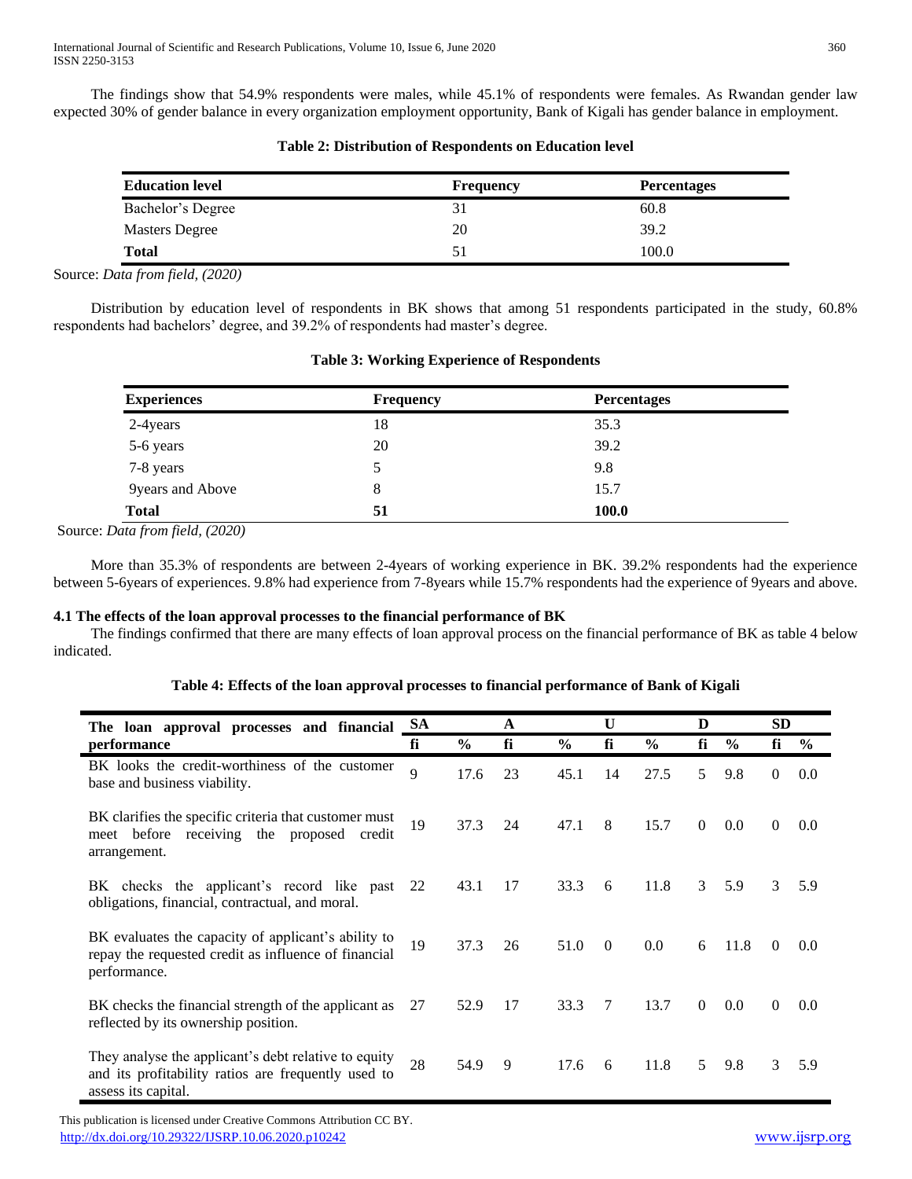The findings show that 54.9% respondents were males, while 45.1% of respondents were females. As Rwandan gender law expected 30% of gender balance in every organization employment opportunity, Bank of Kigali has gender balance in employment.

**Table 2: Distribution of Respondents on Education level**

| Education level | Frequency | Percentages |
|---|---|---|
| Bachelor's Degree | 31 | 60.8 |
| Masters Degree | 20 | 39.2 |
| **Total** | 51 | 100.0 |

Source: *Data from field, (2020)*

Distribution by education level of respondents in BK shows that among 51 respondents participated in the study, 60.8% respondents had bachelors' degree, and 39.2% of respondents had master's degree.

**Table 3: Working Experience of Respondents**

| Experiences | Frequency | Percentages |
|---|---|---|
| 2-4years | 18 | 35.3 |
| 5-6 years | 20 | 39.2 |
| 7-8 years | 5 | 9.8 |
| 9years and Above | 8 | 15.7 |
| **Total** | **51** | **100.0** |

Source: *Data from field, (2020)*

More than 35.3% of respondents are between 2-4years of working experience in BK. 39.2% respondents had the experience between 5-6years of experiences. 9.8% had experience from 7-8years while 15.7% respondents had the experience of 9years and above.

### 4.1 The effects of the loan approval processes to the financial performance of BK

The findings confirmed that there are many effects of loan approval process on the financial performance of BK as table 4 below indicated.

**Table 4: Effects of the loan approval processes to financial performance of Bank of Kigali**

| The loan approval processes and financial performance | SA | | A | | U | | D | | SD | |
|---|---|---|---|---|---|---|---|---|---|---|
| | fi | % | fi | % | fi | % | fi | % | fi | % |
| BK looks the credit-worthiness of the customer base and business viability. | 9 | 17.6 | 23 | 45.1 | 14 | 27.5 | 5 | 9.8 | 0 | 0.0 |
| BK clarifies the specific criteria that customer must meet before receiving the proposed credit arrangement. | 19 | 37.3 | 24 | 47.1 | 8 | 15.7 | 0 | 0.0 | 0 | 0.0 |
| BK checks the applicant's record like past obligations, financial, contractual, and moral. | 22 | 43.1 | 17 | 33.3 | 6 | 11.8 | 3 | 5.9 | 3 | 5.9 |
| BK evaluates the capacity of applicant's ability to repay the requested credit as influence of financial performance. | 19 | 37.3 | 26 | 51.0 | 0 | 0.0 | 6 | 11.8 | 0 | 0.0 |
| BK checks the financial strength of the applicant as reflected by its ownership position. | 27 | 52.9 | 17 | 33.3 | 7 | 13.7 | 0 | 0.0 | 0 | 0.0 |
| They analyse the applicant's debt relative to equity and its profitability ratios are frequently used to assess its capital. | 28 | 54.9 | 9 | 17.6 | 6 | 11.8 | 5 | 9.8 | 3 | 5.9 |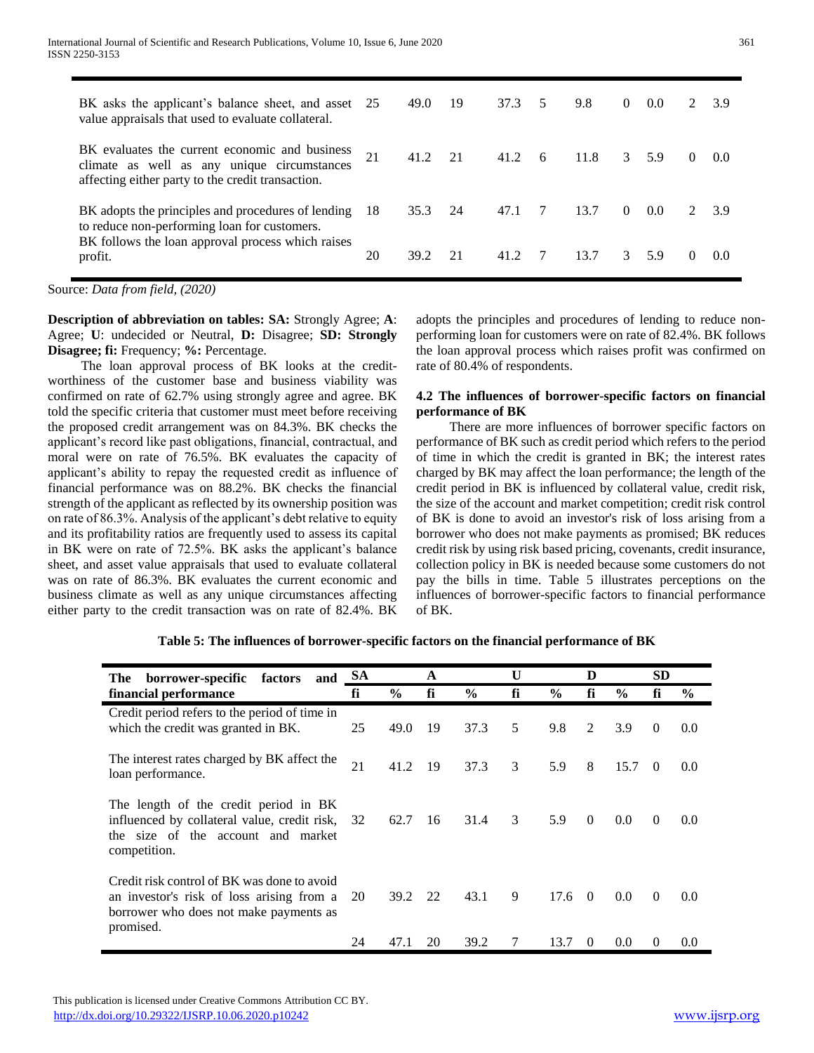| | | | | | | | | | | |
|---|---|---|---|---|---|---|---|---|---|---|
| BK asks the applicant's balance sheet, and asset value appraisals that used to evaluate collateral. | 25 | 49.0 | 19 | 37.3 | 5 | 9.8 | 0 | 0.0 | 2 | 3.9 |
| BK evaluates the current economic and business climate as well as any unique circumstances affecting either party to the credit transaction. | 21 | 41.2 | 21 | 41.2 | 6 | 11.8 | 3 | 5.9 | 0 | 0.0 |
| BK adopts the principles and procedures of lending to reduce non-performing loan for customers. | 18 | 35.3 | 24 | 47.1 | 7 | 13.7 | 0 | 0.0 | 2 | 3.9 |
| BK follows the loan approval process which raises profit. | 20 | 39.2 | 21 | 41.2 | 7 | 13.7 | 3 | 5.9 | 0 | 0.0 |

Source: *Data from field, (2020)*

**Description of abbreviation on tables: SA:** Strongly Agree; **A**: Agree; **U**: undecided or Neutral, **D:** Disagree; **SD: Strongly Disagree; fi:** Frequency; **%:** Percentage.

The loan approval process of BK looks at the credit-worthiness of the customer base and business viability was confirmed on rate of 62.7% using strongly agree and agree. BK told the specific criteria that customer must meet before receiving the proposed credit arrangement was on 84.3%. BK checks the applicant's record like past obligations, financial, contractual, and moral were on rate of 76.5%. BK evaluates the capacity of applicant's ability to repay the requested credit as influence of financial performance was on 88.2%. BK checks the financial strength of the applicant as reflected by its ownership position was on rate of 86.3%. Analysis of the applicant's debt relative to equity and its profitability ratios are frequently used to assess its capital in BK were on rate of 72.5%. BK asks the applicant's balance sheet, and asset value appraisals that used to evaluate collateral was on rate of 86.3%. BK evaluates the current economic and business climate as well as any unique circumstances affecting either party to the credit transaction was on rate of 82.4%. BK adopts the principles and procedures of lending to reduce non-performing loan for customers were on rate of 82.4%. BK follows the loan approval process which raises profit was confirmed on rate of 80.4% of respondents.

### 4.2 The influences of borrower-specific factors on financial performance of BK

There are more influences of borrower specific factors on performance of BK such as credit period which refers to the period of time in which the credit is granted in BK; the interest rates charged by BK may affect the loan performance; the length of the credit period in BK is influenced by collateral value, credit risk, the size of the account and market competition; credit risk control of BK is done to avoid an investor's risk of loss arising from a borrower who does not make payments as promised; BK reduces credit risk by using risk based pricing, covenants, credit insurance, collection policy in BK is needed because some customers do not pay the bills in time. Table 5 illustrates perceptions on the influences of borrower-specific factors to financial performance of BK.

**Table 5: The influences of borrower-specific factors on the financial performance of BK**

| The borrower-specific factors and financial performance | SA | | A | | U | | D | | SD | |
|---|---|---|---|---|---|---|---|---|---|---|
| | fi | % | fi | % | fi | % | fi | % | fi | % |
| Credit period refers to the period of time in which the credit was granted in BK. | 25 | 49.0 | 19 | 37.3 | 5 | 9.8 | 2 | 3.9 | 0 | 0.0 |
| The interest rates charged by BK affect the loan performance. | 21 | 41.2 | 19 | 37.3 | 3 | 5.9 | 8 | 15.7 | 0 | 0.0 |
| The length of the credit period in BK influenced by collateral value, credit risk, the size of the account and market competition. | 32 | 62.7 | 16 | 31.4 | 3 | 5.9 | 0 | 0.0 | 0 | 0.0 |
| Credit risk control of BK was done to avoid an investor's risk of loss arising from a borrower who does not make payments as promised. | 20 | 39.2 | 22 | 43.1 | 9 | 17.6 | 0 | 0.0 | 0 | 0.0 |
| | 24 | 47.1 | 20 | 39.2 | 7 | 13.7 | 0 | 0.0 | 0 | 0.0 |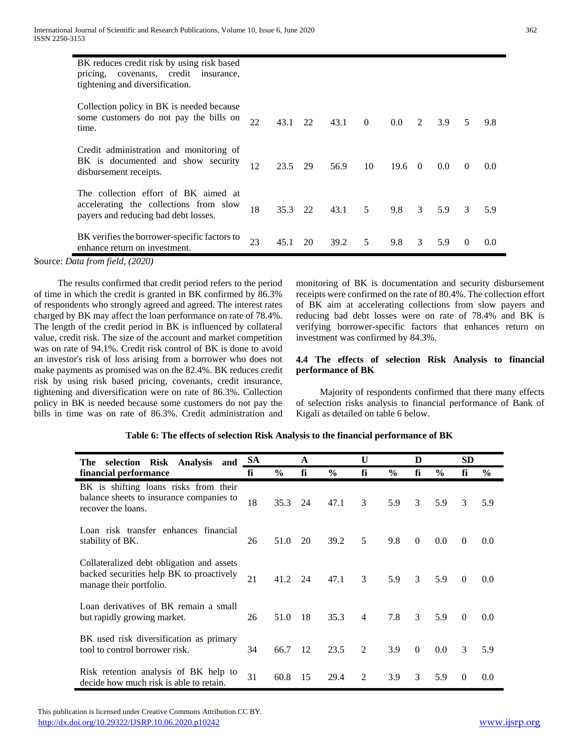| | | | | | | | | | | |
|---|---|---|---|---|---|---|---|---|---|---|
| BK reduces credit risk by using risk based pricing, covenants, credit insurance, tightening and diversification. | | | | | | | | | | |
| Collection policy in BK is needed because some customers do not pay the bills on time. | 22 | 43.1 | 22 | 43.1 | 0 | 0.0 | 2 | 3.9 | 5 | 9.8 |
| Credit administration and monitoring of BK is documented and show security disbursement receipts. | 12 | 23.5 | 29 | 56.9 | 10 | 19.6 | 0 | 0.0 | 0 | 0.0 |
| The collection effort of BK aimed at accelerating the collections from slow payers and reducing bad debt losses. | 18 | 35.3 | 22 | 43.1 | 5 | 9.8 | 3 | 5.9 | 3 | 5.9 |
| BK verifies the borrower-specific factors to enhance return on investment. | 23 | 45.1 | 20 | 39.2 | 5 | 9.8 | 3 | 5.9 | 0 | 0.0 |

Source: *Data from field, (2020)*

The results confirmed that credit period refers to the period of time in which the credit is granted in BK confirmed by 86.3% of respondents who strongly agreed and agreed. The interest rates charged by BK may affect the loan performance on rate of 78.4%. The length of the credit period in BK is influenced by collateral value, credit risk. The size of the account and market competition was on rate of 94.1%. Credit risk control of BK is done to avoid an investor's risk of loss arising from a borrower who does not make payments as promised was on the 82.4%. BK reduces credit risk by using risk based pricing, covenants, credit insurance, tightening and diversification were on rate of 86.3%. Collection policy in BK is needed because some customers do not pay the bills in time was on rate of 86.3%. Credit administration and monitoring of BK is documentation and security disbursement receipts were confirmed on the rate of 80.4%. The collection effort of BK aim at accelerating collections from slow payers and reducing bad debt losses were on rate of 78.4% and BK is verifying borrower-specific factors that enhances return on investment was confirmed by 84.3%.

### 4.4 The effects of selection Risk Analysis to financial performance of BK

Majority of respondents confirmed that there many effects of selection risks analysis to financial performance of Bank of Kigali as detailed on table 6 below.

**Table 6: The effects of selection Risk Analysis to the financial performance of BK**

| The selection Risk Analysis and financial performance | SA | | A | | U | | D | | SD | |
|---|---|---|---|---|---|---|---|---|---|---|
| | fi | % | fi | % | fi | % | fi | % | fi | % |
| BK is shifting loans risks from their balance sheets to insurance companies to recover the loans. | 18 | 35.3 | 24 | 47.1 | 3 | 5.9 | 3 | 5.9 | 3 | 5.9 |
| Loan risk transfer enhances financial stability of BK. | 26 | 51.0 | 20 | 39.2 | 5 | 9.8 | 0 | 0.0 | 0 | 0.0 |
| Collateralized debt obligation and assets backed securities help BK to proactively manage their portfolio. | 21 | 41.2 | 24 | 47.1 | 3 | 5.9 | 3 | 5.9 | 0 | 0.0 |
| Loan derivatives of BK remain a small but rapidly growing market. | 26 | 51.0 | 18 | 35.3 | 4 | 7.8 | 3 | 5.9 | 0 | 0.0 |
| BK used risk diversification as primary tool to control borrower risk. | 34 | 66.7 | 12 | 23.5 | 2 | 3.9 | 0 | 0.0 | 3 | 5.9 |
| Risk retention analysis of BK help to decide how much risk is able to retain. | 31 | 60.8 | 15 | 29.4 | 2 | 3.9 | 3 | 5.9 | 0 | 0.0 |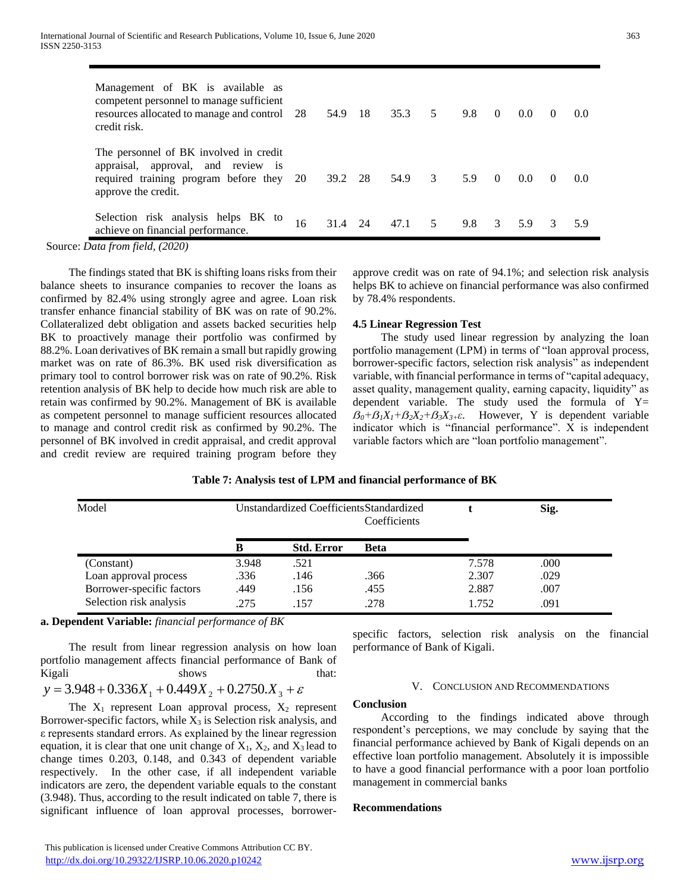| | | | | | | | | | | |
|---|---|---|---|---|---|---|---|---|---|---|
| Management of BK is available as competent personnel to manage sufficient resources allocated to manage and control credit risk. | 28 | 54.9 | 18 | 35.3 | 5 | 9.8 | 0 | 0.0 | 0 | 0.0 |
| The personnel of BK involved in credit appraisal, approval, and review is required training program before they approve the credit. | 20 | 39.2 | 28 | 54.9 | 3 | 5.9 | 0 | 0.0 | 0 | 0.0 |
| Selection risk analysis helps BK to achieve on financial performance. | 16 | 31.4 | 24 | 47.1 | 5 | 9.8 | 3 | 5.9 | 3 | 5.9 |

Source: *Data from field, (2020)*

The findings stated that BK is shifting loans risks from their balance sheets to insurance companies to recover the loans as confirmed by 82.4% using strongly agree and agree. Loan risk transfer enhance financial stability of BK was on rate of 90.2%. Collateralized debt obligation and assets backed securities help BK to proactively manage their portfolio was confirmed by 88.2%. Loan derivatives of BK remain a small but rapidly growing market was on rate of 86.3%. BK used risk diversification as primary tool to control borrower risk was on rate of 90.2%. Risk retention analysis of BK help to decide how much risk are able to retain was confirmed by 90.2%. Management of BK is available as competent personnel to manage sufficient resources allocated to manage and control credit risk as confirmed by 90.2%. The personnel of BK involved in credit appraisal, and credit approval and credit review are required training program before they approve credit was on rate of 94.1%; and selection risk analysis helps BK to achieve on financial performance was also confirmed by 78.4% respondents.

### 4.5 Linear Regression Test

The study used linear regression by analyzing the loan portfolio management (LPM) in terms of "loan approval process, borrower-specific factors, selection risk analysis" as independent variable, with financial performance in terms of "capital adequacy, asset quality, management quality, earning capacity, liquidity" as dependent variable. The study used the formula of $Y= \beta_0+\beta_1X_1+\beta_2X_2+\beta_3X_3+\varepsilon$. However, Y is dependent variable indicator which is "financial performance". X is independent variable factors which are "loan portfolio management".

**Table 7: Analysis test of LPM and financial performance of BK**

| Model | Unstandardized Coefficients | | Standardized Coefficients | t | Sig. |
|---|---|---|---|---|---|
| | B | Std. Error | Beta | | |
| (Constant) | 3.948 | .521 | | 7.578 | .000 |
| Loan approval process | .336 | .146 | .366 | 2.307 | .029 |
| Borrower-specific factors | .449 | .156 | .455 | 2.887 | .007 |
| Selection risk analysis | .275 | .157 | .278 | 1.752 | .091 |

**a. Dependent Variable:** *financial performance of BK*

The result from linear regression analysis on how loan portfolio management affects financial performance of Bank of Kigali shows that:

$$y = 3.948 + 0.336X_1 + 0.449X_2 + 0.2750.X_3 + \varepsilon$$

The $X_1$ represent Loan approval process, $X_2$ represent Borrower-specific factors, while $X_3$ is Selection risk analysis, and ε represents standard errors. As explained by the linear regression equation, it is clear that one unit change of $X_1$, $X_2$, and $X_3$ lead to change times 0.203, 0.148, and 0.343 of dependent variable respectively. In the other case, if all independent variable indicators are zero, the dependent variable equals to the constant (3.948). Thus, according to the result indicated on table 7, there is significant influence of loan approval processes, borrower-specific factors, selection risk analysis on the financial performance of Bank of Kigali.

## V. Conclusion and Recommendations

### Conclusion

According to the findings indicated above through respondent's perceptions, we may conclude by saying that the financial performance achieved by Bank of Kigali depends on an effective loan portfolio management. Absolutely it is impossible to have a good financial performance with a poor loan portfolio management in commercial banks

### Recommendations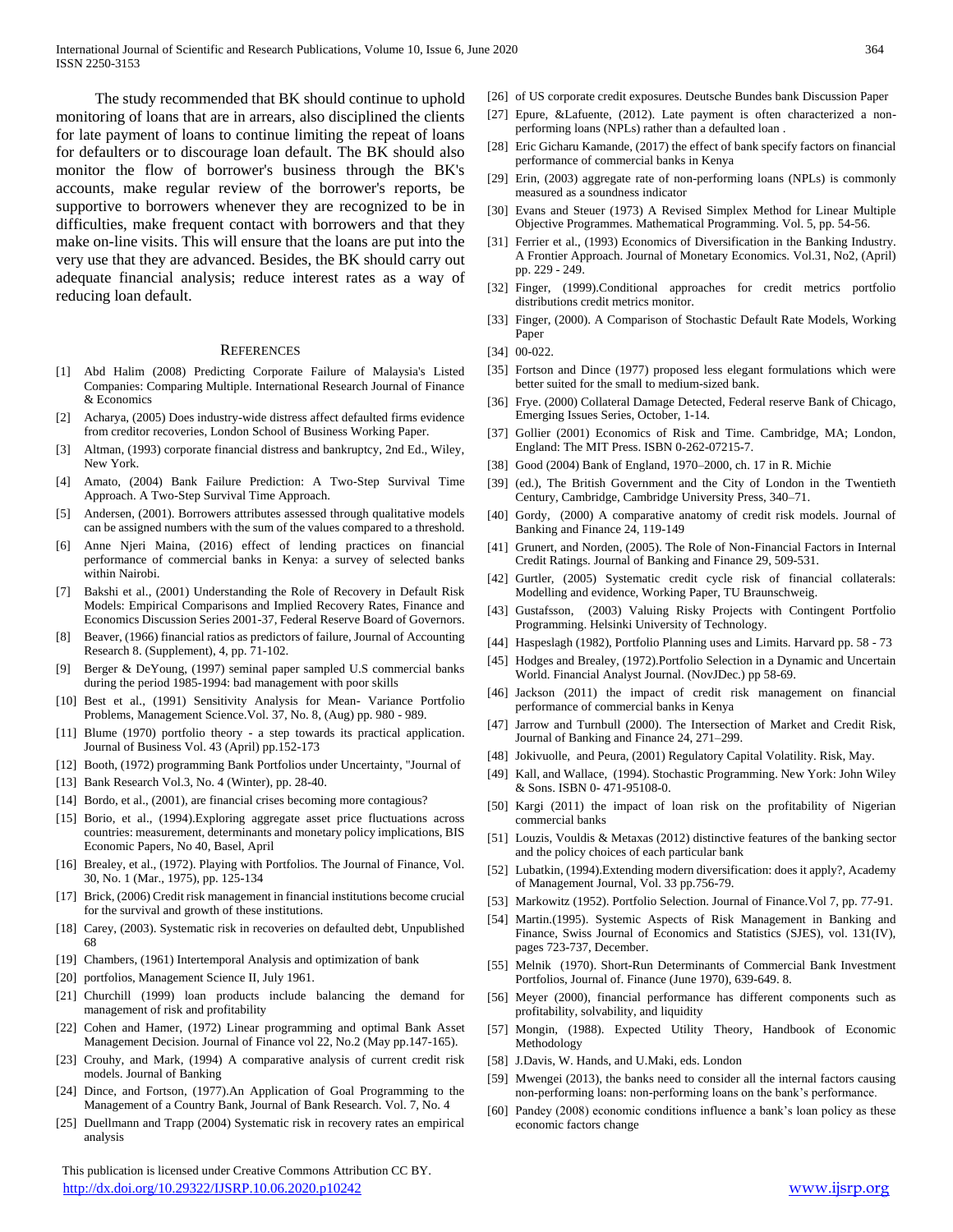The study recommended that BK should continue to uphold monitoring of loans that are in arrears, also disciplined the clients for late payment of loans to continue limiting the repeat of loans for defaulters or to discourage loan default. The BK should also monitor the flow of borrower's business through the BK's accounts, make regular review of the borrower's reports, be supportive to borrowers whenever they are recognized to be in difficulties, make frequent contact with borrowers and that they make on-line visits. This will ensure that the loans are put into the very use that they are advanced. Besides, the BK should carry out adequate financial analysis; reduce interest rates as a way of reducing loan default.

## REFERENCES

[1] Abd Halim (2008) Predicting Corporate Failure of Malaysia's Listed Companies: Comparing Multiple. International Research Journal of Finance & Economics

[2] Acharya, (2005) Does industry-wide distress affect defaulted firms evidence from creditor recoveries, London School of Business Working Paper.

[3] Altman, (1993) corporate financial distress and bankruptcy, 2nd Ed., Wiley, New York.

[4] Amato, (2004) Bank Failure Prediction: A Two-Step Survival Time Approach. A Two-Step Survival Time Approach.

[5] Andersen, (2001). Borrowers attributes assessed through qualitative models can be assigned numbers with the sum of the values compared to a threshold.

[6] Anne Njeri Maina, (2016) effect of lending practices on financial performance of commercial banks in Kenya: a survey of selected banks within Nairobi.

[7] Bakshi et al., (2001) Understanding the Role of Recovery in Default Risk Models: Empirical Comparisons and Implied Recovery Rates, Finance and Economics Discussion Series 2001-37, Federal Reserve Board of Governors.

[8] Beaver, (1966) financial ratios as predictors of failure, Journal of Accounting Research 8. (Supplement), 4, pp. 71-102.

[9] Berger & DeYoung, (1997) seminal paper sampled U.S commercial banks during the period 1985-1994: bad management with poor skills

[10] Best et al., (1991) Sensitivity Analysis for Mean- Variance Portfolio Problems, Management Science.Vol. 37, No. 8, (Aug) pp. 980 - 989.

[11] Blume (1970) portfolio theory - a step towards its practical application. Journal of Business Vol. 43 (April) pp.152-173

[12] Booth, (1972) programming Bank Portfolios under Uncertainty, "Journal of

[13] Bank Research Vol.3, No. 4 (Winter), pp. 28-40.

[14] Bordo, et al., (2001), are financial crises becoming more contagious?

[15] Borio, et al., (1994).Exploring aggregate asset price fluctuations across countries: measurement, determinants and monetary policy implications, BIS Economic Papers, No 40, Basel, April

[16] Brealey, et al., (1972). Playing with Portfolios. The Journal of Finance, Vol. 30, No. 1 (Mar., 1975), pp. 125-134

[17] Brick, (2006) Credit risk management in financial institutions become crucial for the survival and growth of these institutions.

[18] Carey, (2003). Systematic risk in recoveries on defaulted debt, Unpublished 68

[19] Chambers, (1961) Intertemporal Analysis and optimization of bank

[20] portfolios, Management Science II, July 1961.

[21] Churchill (1999) loan products include balancing the demand for management of risk and profitability

[22] Cohen and Hamer, (1972) Linear programming and optimal Bank Asset Management Decision. Journal of Finance vol 22, No.2 (May pp.147-165).

[23] Crouhy, and Mark, (1994) A comparative analysis of current credit risk models. Journal of Banking

[24] Dince, and Fortson, (1977).An Application of Goal Programming to the Management of a Country Bank, Journal of Bank Research. Vol. 7, No. 4

[25] Duellmann and Trapp (2004) Systematic risk in recovery rates an empirical analysis

[26] of US corporate credit exposures. Deutsche Bundes bank Discussion Paper

[27] Epure, &Lafuente, (2012). Late payment is often characterized a non-performing loans (NPLs) rather than a defaulted loan .

[28] Eric Gicharu Kamande, (2017) the effect of bank specify factors on financial performance of commercial banks in Kenya

[29] Erin, (2003) aggregate rate of non-performing loans (NPLs) is commonly measured as a soundness indicator

[30] Evans and Steuer (1973) A Revised Simplex Method for Linear Multiple Objective Programmes. Mathematical Programming. Vol. 5, pp. 54-56.

[31] Ferrier et al., (1993) Economics of Diversification in the Banking Industry. A Frontier Approach. Journal of Monetary Economics. Vol.31, No2, (April) pp. 229 - 249.

[32] Finger, (1999).Conditional approaches for credit metrics portfolio distributions credit metrics monitor.

[33] Finger, (2000). A Comparison of Stochastic Default Rate Models, Working Paper

[34] 00-022.

[35] Fortson and Dince (1977) proposed less elegant formulations which were better suited for the small to medium-sized bank.

[36] Frye. (2000) Collateral Damage Detected, Federal reserve Bank of Chicago, Emerging Issues Series, October, 1-14.

[37] Gollier (2001) Economics of Risk and Time. Cambridge, MA; London, England: The MIT Press. ISBN 0-262-07215-7.

[38] Good (2004) Bank of England, 1970–2000, ch. 17 in R. Michie

[39] (ed.), The British Government and the City of London in the Twentieth Century, Cambridge, Cambridge University Press, 340–71.

[40] Gordy, (2000) A comparative anatomy of credit risk models. Journal of Banking and Finance 24, 119-149

[41] Grunert, and Norden, (2005). The Role of Non-Financial Factors in Internal Credit Ratings. Journal of Banking and Finance 29, 509-531.

[42] Gurtler, (2005) Systematic credit cycle risk of financial collaterals: Modelling and evidence, Working Paper, TU Braunschweig.

[43] Gustafsson, (2003) Valuing Risky Projects with Contingent Portfolio Programming. Helsinki University of Technology.

[44] Haspeslagh (1982), Portfolio Planning uses and Limits. Harvard pp. 58 - 73

[45] Hodges and Brealey, (1972).Portfolio Selection in a Dynamic and Uncertain World. Financial Analyst Journal. (NovJDec.) pp 58-69.

[46] Jackson (2011) the impact of credit risk management on financial performance of commercial banks in Kenya

[47] Jarrow and Turnbull (2000). The Intersection of Market and Credit Risk, Journal of Banking and Finance 24, 271–299.

[48] Jokivuolle, and Peura, (2001) Regulatory Capital Volatility. Risk, May.

[49] Kall, and Wallace, (1994). Stochastic Programming. New York: John Wiley & Sons. ISBN 0- 471-95108-0.

[50] Kargi (2011) the impact of loan risk on the profitability of Nigerian commercial banks

[51] Louzis, Vouldis & Metaxas (2012) distinctive features of the banking sector and the policy choices of each particular bank

[52] Lubatkin, (1994).Extending modern diversification: does it apply?, Academy of Management Journal, Vol. 33 pp.756-79.

[53] Markowitz (1952). Portfolio Selection. Journal of Finance.Vol 7, pp. 77-91.

[54] Martin.(1995). Systemic Aspects of Risk Management in Banking and Finance, Swiss Journal of Economics and Statistics (SJES), vol. 131(IV), pages 723-737, December.

[55] Melnik (1970). Short-Run Determinants of Commercial Bank Investment Portfolios, Journal of. Finance (June 1970), 639-649. 8.

[56] Meyer (2000), financial performance has different components such as profitability, solvability, and liquidity

[57] Mongin, (1988). Expected Utility Theory, Handbook of Economic Methodology

[58] J.Davis, W. Hands, and U.Maki, eds. London

[59] Mwengei (2013), the banks need to consider all the internal factors causing non-performing loans: non-performing loans on the bank's performance.

[60] Pandey (2008) economic conditions influence a bank's loan policy as these economic factors change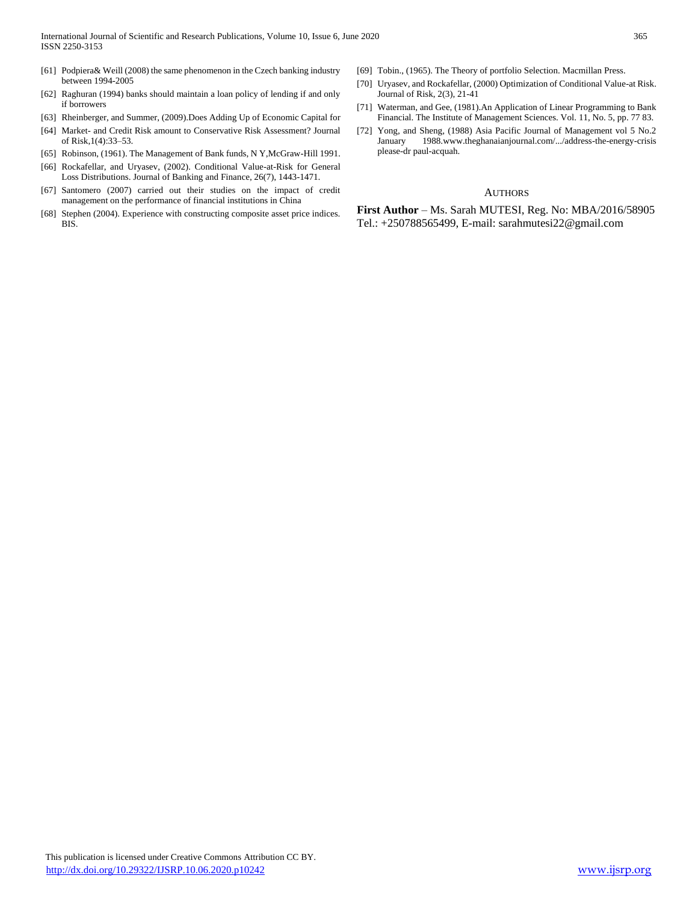[61] Podpiera& Weill (2008) the same phenomenon in the Czech banking industry between 1994-2005

[62] Raghuran (1994) banks should maintain a loan policy of lending if and only if borrowers

[63] Rheinberger, and Summer, (2009).Does Adding Up of Economic Capital for

[64] Market- and Credit Risk amount to Conservative Risk Assessment? Journal of Risk,1(4):33–53.

[65] Robinson, (1961). The Management of Bank funds, N Y,McGraw-Hill 1991.

[66] Rockafellar, and Uryasev, (2002). Conditional Value-at-Risk for General Loss Distributions. Journal of Banking and Finance, 26(7), 1443-1471.

[67] Santomero (2007) carried out their studies on the impact of credit management on the performance of financial institutions in China

[68] Stephen (2004). Experience with constructing composite asset price indices. BIS.

[69] Tobin., (1965). The Theory of portfolio Selection. Macmillan Press.

[70] Uryasev, and Rockafellar, (2000) Optimization of Conditional Value-at Risk. Journal of Risk, 2(3), 21-41

[71] Waterman, and Gee, (1981).An Application of Linear Programming to Bank Financial. The Institute of Management Sciences. Vol. 11, No. 5, pp. 77 83.

[72] Yong, and Sheng, (1988) Asia Pacific Journal of Management vol 5 No.2 January 1988.www.theghanaianjournal.com/.../address-the-energy-crisis please-dr paul-acquah.

## AUTHORS

**First Author** – Ms. Sarah MUTESI, Reg. No: MBA/2016/58905 Tel.: +250788565499, E-mail: sarahmutesi22@gmail.com